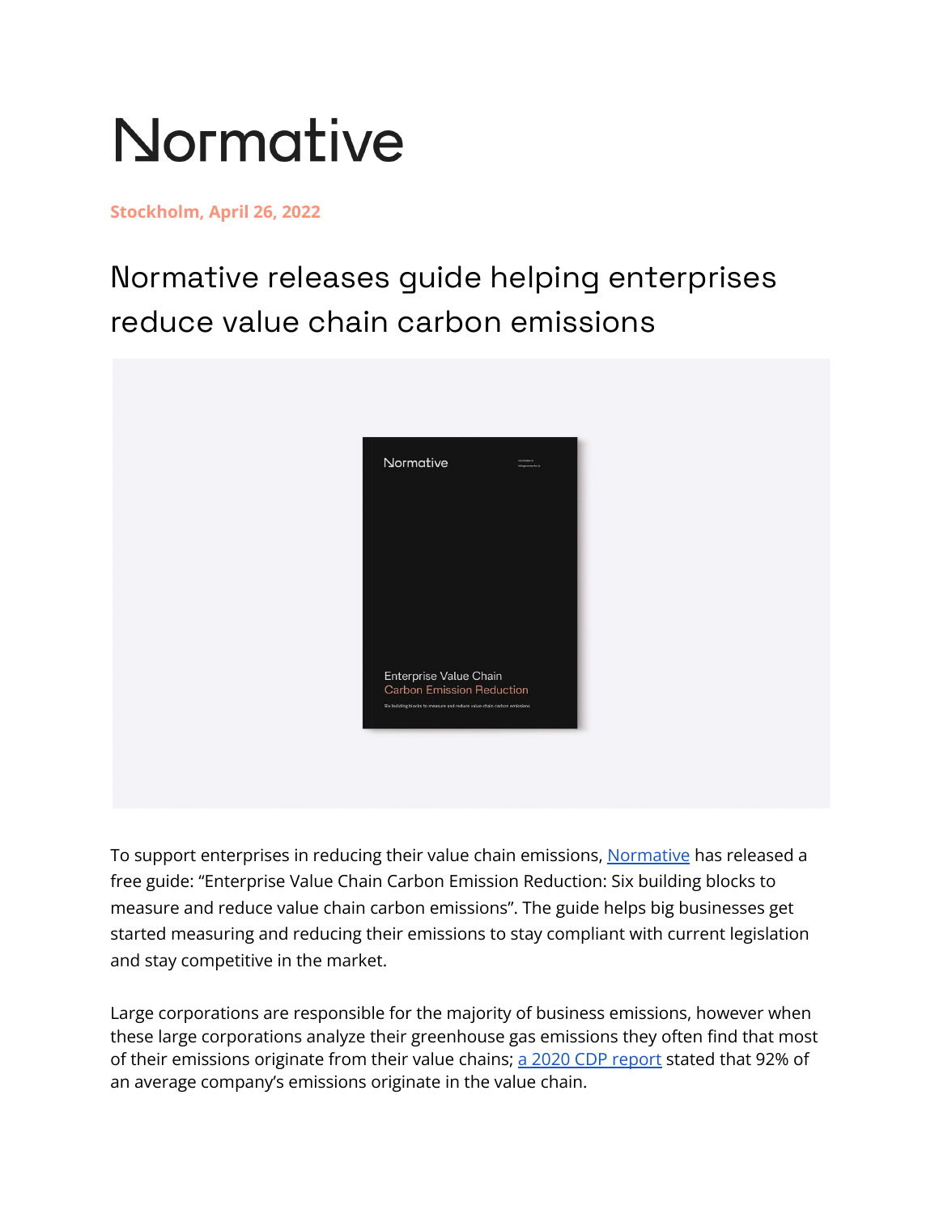# Normative

**Stockholm, April 26, 2022**

## Normative releases guide helping enterprises reduce value chain carbon emissions

To support enterprises in reducing their value chain emissions, Normative has released a free guide: "Enterprise Value Chain Carbon Emission Reduction: Six building blocks to measure and reduce value chain carbon emissions". The guide helps big businesses get started measuring and reducing their emissions to stay compliant with current legislation and stay competitive in the market.

Large corporations are responsible for the majority of business emissions, however when these large corporations analyze their greenhouse gas emissions they often find that most of their emissions originate from their value chains; a 2020 CDP report stated that 92% of an average company's emissions originate in the value chain.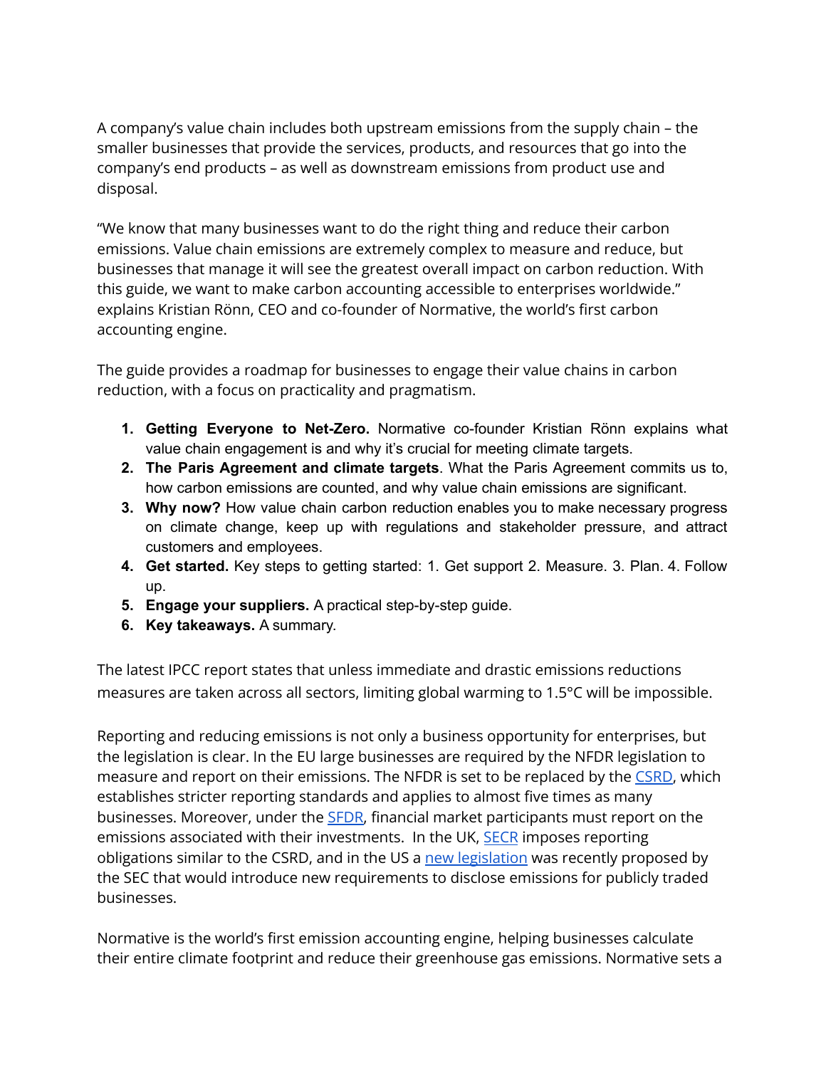A company's value chain includes both upstream emissions from the supply chain – the smaller businesses that provide the services, products, and resources that go into the company's end products – as well as downstream emissions from product use and disposal.

"We know that many businesses want to do the right thing and reduce their carbon emissions. Value chain emissions are extremely complex to measure and reduce, but businesses that manage it will see the greatest overall impact on carbon reduction. With this guide, we want to make carbon accounting accessible to enterprises worldwide." explains Kristian Rönn, CEO and co-founder of Normative, the world's first carbon accounting engine.

The guide provides a roadmap for businesses to engage their value chains in carbon reduction, with a focus on practicality and pragmatism.

1. **Getting Everyone to Net-Zero.** Normative co-founder Kristian Rönn explains what value chain engagement is and why it's crucial for meeting climate targets.
2. **The Paris Agreement and climate targets**. What the Paris Agreement commits us to, how carbon emissions are counted, and why value chain emissions are significant.
3. **Why now?** How value chain carbon reduction enables you to make necessary progress on climate change, keep up with regulations and stakeholder pressure, and attract customers and employees.
4. **Get started.** Key steps to getting started: 1. Get support 2. Measure. 3. Plan. 4. Follow up.
5. **Engage your suppliers.** A practical step-by-step guide.
6. **Key takeaways.** A summary.

The latest IPCC report states that unless immediate and drastic emissions reductions measures are taken across all sectors, limiting global warming to 1.5°C will be impossible.

Reporting and reducing emissions is not only a business opportunity for enterprises, but the legislation is clear. In the EU large businesses are required by the NFDR legislation to measure and report on their emissions. The NFDR is set to be replaced by the CSRD, which establishes stricter reporting standards and applies to almost five times as many businesses. Moreover, under the SFDR, financial market participants must report on the emissions associated with their investments. In the UK, SECR imposes reporting obligations similar to the CSRD, and in the US a new legislation was recently proposed by the SEC that would introduce new requirements to disclose emissions for publicly traded businesses.

Normative is the world's first emission accounting engine, helping businesses calculate their entire climate footprint and reduce their greenhouse gas emissions. Normative sets a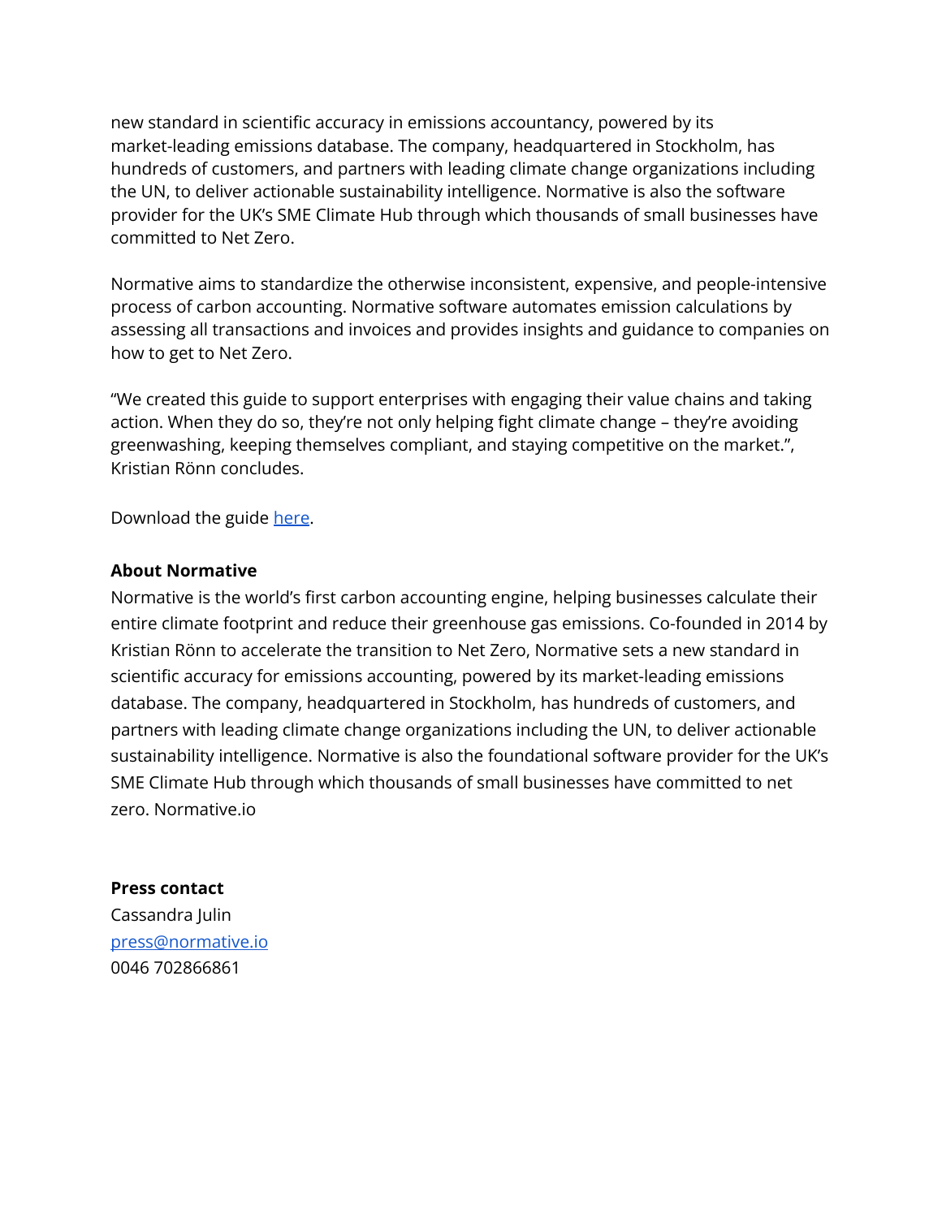new standard in scientific accuracy in emissions accountancy, powered by its market-leading emissions database. The company, headquartered in Stockholm, has hundreds of customers, and partners with leading climate change organizations including the UN, to deliver actionable sustainability intelligence. Normative is also the software provider for the UK's SME Climate Hub through which thousands of small businesses have committed to Net Zero.

Normative aims to standardize the otherwise inconsistent, expensive, and people-intensive process of carbon accounting. Normative software automates emission calculations by assessing all transactions and invoices and provides insights and guidance to companies on how to get to Net Zero.

"We created this guide to support enterprises with engaging their value chains and taking action. When they do so, they're not only helping fight climate change – they're avoiding greenwashing, keeping themselves compliant, and staying competitive on the market.", Kristian Rönn concludes.

Download the guide here.

**About Normative**

Normative is the world's first carbon accounting engine, helping businesses calculate their entire climate footprint and reduce their greenhouse gas emissions. Co-founded in 2014 by Kristian Rönn to accelerate the transition to Net Zero, Normative sets a new standard in scientific accuracy for emissions accounting, powered by its market-leading emissions database. The company, headquartered in Stockholm, has hundreds of customers, and partners with leading climate change organizations including the UN, to deliver actionable sustainability intelligence. Normative is also the foundational software provider for the UK's SME Climate Hub through which thousands of small businesses have committed to net zero. Normative.io

**Press contact**

Cassandra Julin
press@normative.io
0046 702866861